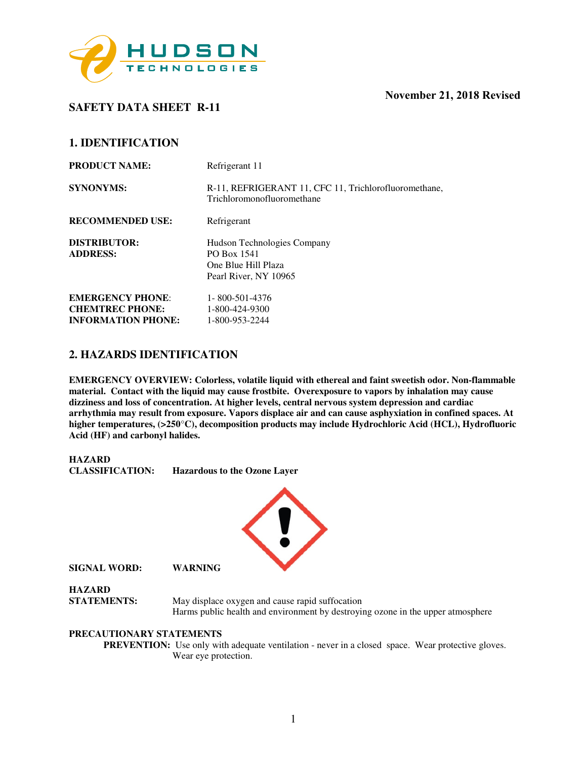**HUDSON TECHNOLOGIES**

**November 21, 2018 Revised**

## SAFETY DATA SHEET R-11

## 1. IDENTIFICATION

| | |
|---|---|
| **PRODUCT NAME:** | Refrigerant 11 |
| **SYNONYMS:** | R-11, REFRIGERANT 11, CFC 11, Trichlorofluoromethane, Trichloromonofluoromethane |
| **RECOMMENDED USE:** | Refrigerant |
| **DISTRIBUTOR: ADDRESS:** | Hudson Technologies Company<br>PO Box 1541<br>One Blue Hill Plaza<br>Pearl River, NY 10965 |
| **EMERGENCY PHONE:** | 1- 800-501-4376 |
| **CHEMTREC PHONE:** | 1-800-424-9300 |
| **INFORMATION PHONE:** | 1-800-953-2244 |

## 2. HAZARDS IDENTIFICATION

**EMERGENCY OVERVIEW: Colorless, volatile liquid with ethereal and faint sweetish odor. Non-flammable material. Contact with the liquid may cause frostbite. Overexposure to vapors by inhalation may cause dizziness and loss of concentration. At higher levels, central nervous system depression and cardiac arrhythmia may result from exposure. Vapors displace air and can cause asphyxiation in confined spaces. At higher temperatures, (>250°C), decomposition products may include Hydrochloric Acid (HCL), Hydrofluoric Acid (HF) and carbonyl halides.**

**HAZARD CLASSIFICATION:** **Hazardous to the Ozone Layer**

**SIGNAL WORD:** **WARNING**

**HAZARD STATEMENTS:** May displace oxygen and cause rapid suffocation
Harms public health and environment by destroying ozone in the upper atmosphere

**PRECAUTIONARY STATEMENTS**

**PREVENTION:** Use only with adequate ventilation - never in a closed space. Wear protective gloves. Wear eye protection.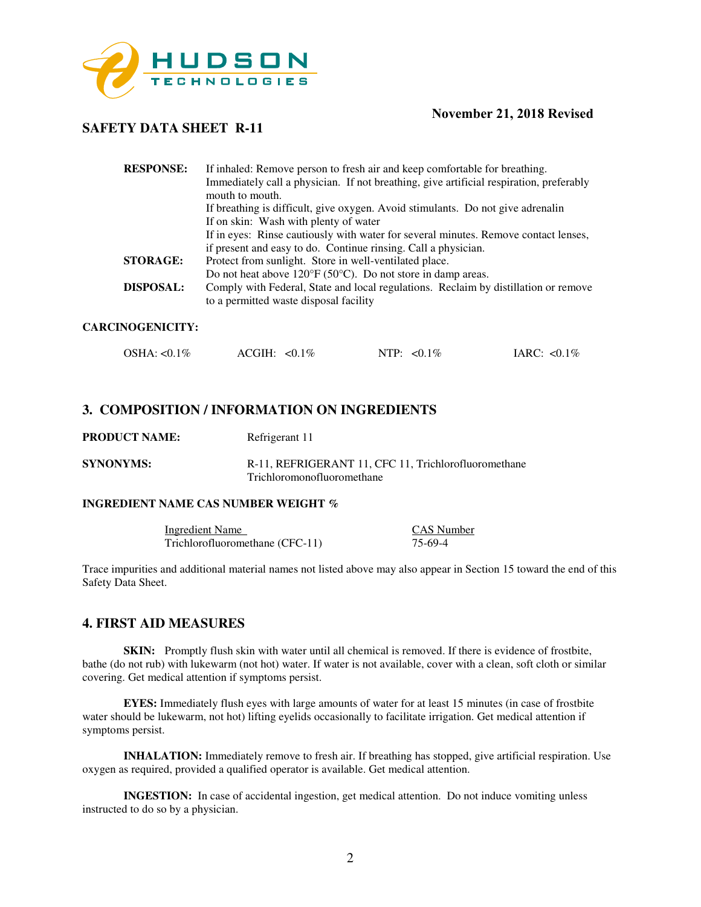**November 21, 2018 Revised**

**SAFETY DATA SHEET R-11**

| | |
|---|---|
| **RESPONSE:** | If inhaled: Remove person to fresh air and keep comfortable for breathing. Immediately call a physician. If not breathing, give artificial respiration, preferably mouth to mouth. If breathing is difficult, give oxygen. Avoid stimulants. Do not give adrenalin If on skin: Wash with plenty of water If in eyes: Rinse cautiously with water for several minutes. Remove contact lenses, if present and easy to do. Continue rinsing. Call a physician. |
| **STORAGE:** | Protect from sunlight. Store in well-ventilated place. Do not heat above 120°F (50°C). Do not store in damp areas. |
| **DISPOSAL:** | Comply with Federal, State and local regulations. Reclaim by distillation or remove to a permitted waste disposal facility |

**CARCINOGENICITY:**

OSHA: <0.1%   ACGIH: <0.1%   NTP: <0.1%   IARC: <0.1%

## 3. COMPOSITION / INFORMATION ON INGREDIENTS

**PRODUCT NAME:** Refrigerant 11

**SYNONYMS:** R-11, REFRIGERANT 11, CFC 11, Trichlorofluoromethane Trichloromonofluoromethane

**INGREDIENT NAME CAS NUMBER WEIGHT %**

| Ingredient Name | CAS Number |
|---|---|
| Trichlorofluoromethane (CFC-11) | 75-69-4 |

Trace impurities and additional material names not listed above may also appear in Section 15 toward the end of this Safety Data Sheet.

## 4. FIRST AID MEASURES

**SKIN:** Promptly flush skin with water until all chemical is removed. If there is evidence of frostbite, bathe (do not rub) with lukewarm (not hot) water. If water is not available, cover with a clean, soft cloth or similar covering. Get medical attention if symptoms persist.

**EYES:** Immediately flush eyes with large amounts of water for at least 15 minutes (in case of frostbite water should be lukewarm, not hot) lifting eyelids occasionally to facilitate irrigation. Get medical attention if symptoms persist.

**INHALATION:** Immediately remove to fresh air. If breathing has stopped, give artificial respiration. Use oxygen as required, provided a qualified operator is available. Get medical attention.

**INGESTION:** In case of accidental ingestion, get medical attention. Do not induce vomiting unless instructed to do so by a physician.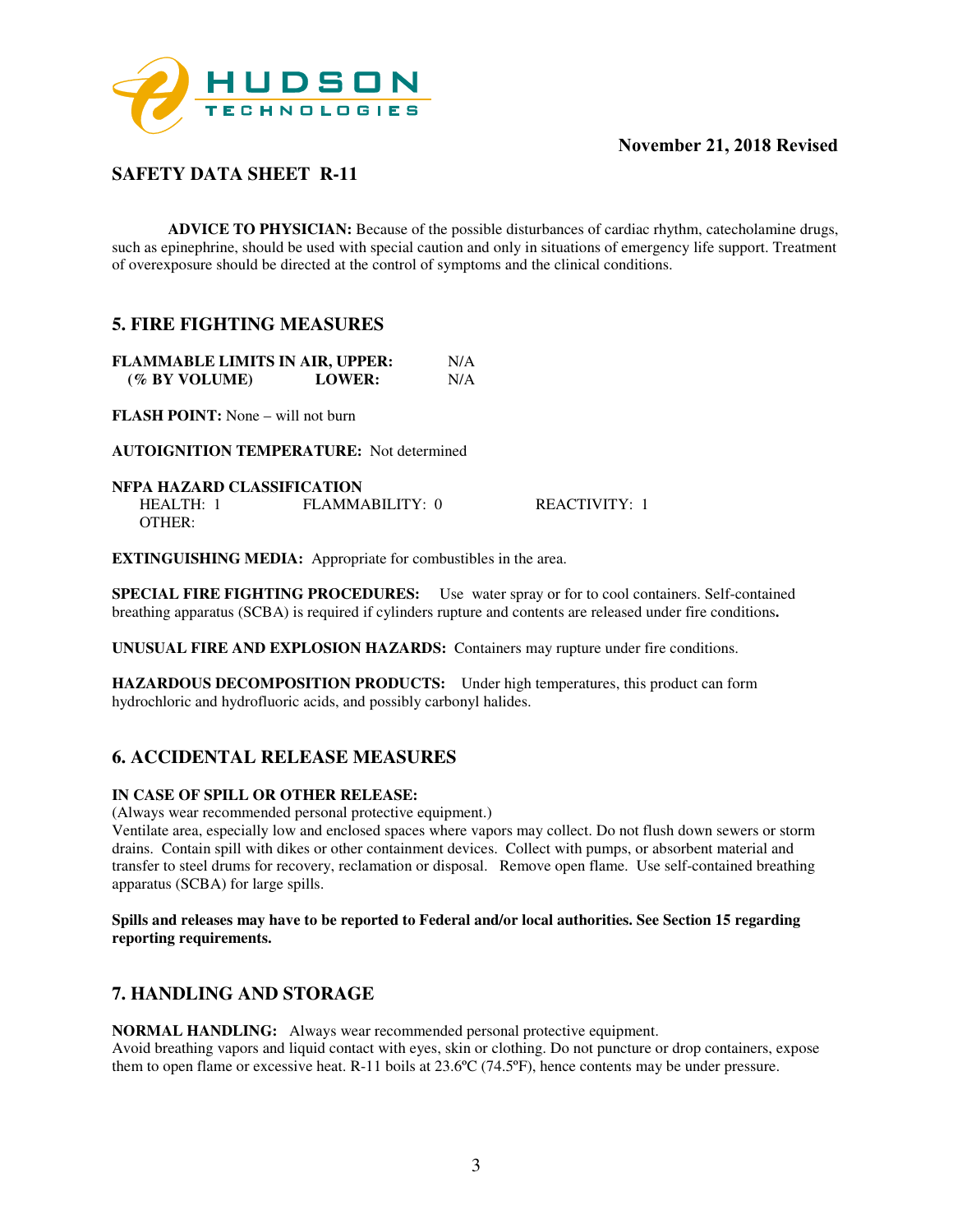November 21, 2018 Revised

## SAFETY DATA SHEET R-11

**ADVICE TO PHYSICIAN:** Because of the possible disturbances of cardiac rhythm, catecholamine drugs, such as epinephrine, should be used with special caution and only in situations of emergency life support. Treatment of overexposure should be directed at the control of symptoms and the clinical conditions.

## 5. FIRE FIGHTING MEASURES

| | | |
|---|---|---|
| **FLAMMABLE LIMITS IN AIR, (% BY VOLUME)** | **UPPER:** | N/A |
| | **LOWER:** | N/A |

**FLASH POINT:** None – will not burn

**AUTOIGNITION TEMPERATURE:** Not determined

**NFPA HAZARD CLASSIFICATION**

HEALTH: 1 FLAMMABILITY: 0 REACTIVITY: 1

OTHER:

**EXTINGUISHING MEDIA:** Appropriate for combustibles in the area.

**SPECIAL FIRE FIGHTING PROCEDURES:** Use water spray or for to cool containers. Self-contained breathing apparatus (SCBA) is required if cylinders rupture and contents are released under fire conditions**.**

**UNUSUAL FIRE AND EXPLOSION HAZARDS:** Containers may rupture under fire conditions.

**HAZARDOUS DECOMPOSITION PRODUCTS:** Under high temperatures, this product can form hydrochloric and hydrofluoric acids, and possibly carbonyl halides.

## 6. ACCIDENTAL RELEASE MEASURES

**IN CASE OF SPILL OR OTHER RELEASE:**

(Always wear recommended personal protective equipment.)

Ventilate area, especially low and enclosed spaces where vapors may collect. Do not flush down sewers or storm drains. Contain spill with dikes or other containment devices. Collect with pumps, or absorbent material and transfer to steel drums for recovery, reclamation or disposal. Remove open flame. Use self-contained breathing apparatus (SCBA) for large spills.

**Spills and releases may have to be reported to Federal and/or local authorities. See Section 15 regarding reporting requirements.**

## 7. HANDLING AND STORAGE

**NORMAL HANDLING:** Always wear recommended personal protective equipment.

Avoid breathing vapors and liquid contact with eyes, skin or clothing. Do not puncture or drop containers, expose them to open flame or excessive heat. R-11 boils at 23.6ºC (74.5ºF), hence contents may be under pressure.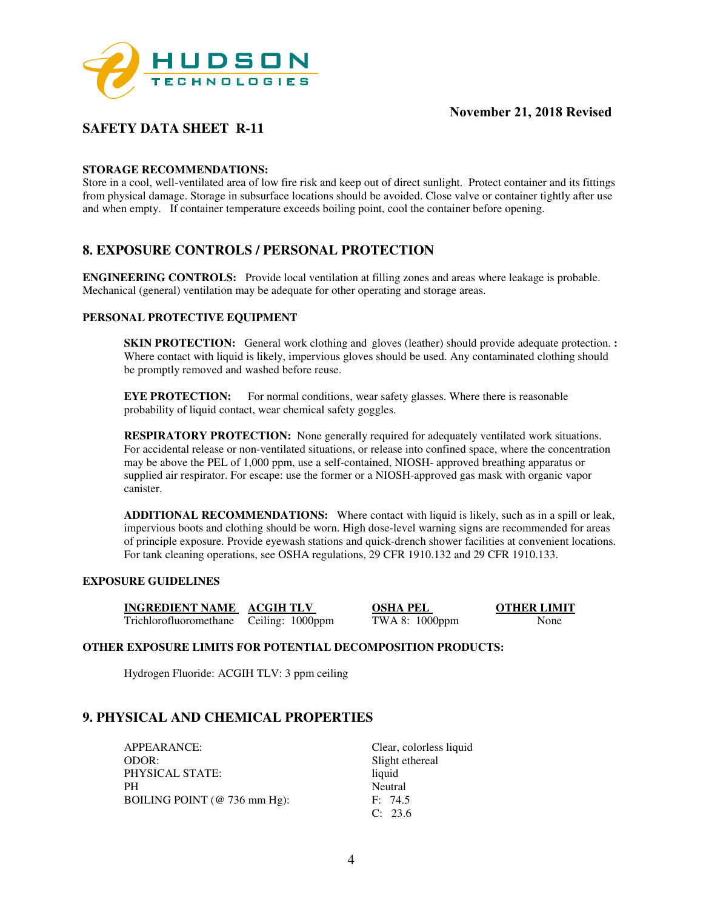November 21, 2018 Revised

**SAFETY DATA SHEET R-11**

**STORAGE RECOMMENDATIONS:**
Store in a cool, well-ventilated area of low fire risk and keep out of direct sunlight. Protect container and its fittings from physical damage. Storage in subsurface locations should be avoided. Close valve or container tightly after use and when empty. If container temperature exceeds boiling point, cool the container before opening.

## 8. EXPOSURE CONTROLS / PERSONAL PROTECTION

**ENGINEERING CONTROLS:** Provide local ventilation at filling zones and areas where leakage is probable. Mechanical (general) ventilation may be adequate for other operating and storage areas.

**PERSONAL PROTECTIVE EQUIPMENT**

**SKIN PROTECTION:** General work clothing and gloves (leather) should provide adequate protection. **:** Where contact with liquid is likely, impervious gloves should be used. Any contaminated clothing should be promptly removed and washed before reuse.

**EYE PROTECTION:** For normal conditions, wear safety glasses. Where there is reasonable probability of liquid contact, wear chemical safety goggles.

**RESPIRATORY PROTECTION:** None generally required for adequately ventilated work situations. For accidental release or non-ventilated situations, or release into confined space, where the concentration may be above the PEL of 1,000 ppm, use a self-contained, NIOSH- approved breathing apparatus or supplied air respirator. For escape: use the former or a NIOSH-approved gas mask with organic vapor canister.

**ADDITIONAL RECOMMENDATIONS:** Where contact with liquid is likely, such as in a spill or leak, impervious boots and clothing should be worn. High dose-level warning signs are recommended for areas of principle exposure. Provide eyewash stations and quick-drench shower facilities at convenient locations. For tank cleaning operations, see OSHA regulations, 29 CFR 1910.132 and 29 CFR 1910.133.

**EXPOSURE GUIDELINES**

| INGREDIENT NAME | ACGIH TLV | OSHA PEL | OTHER LIMIT |
|---|---|---|---|
| Trichlorofluoromethane | Ceiling: 1000ppm | TWA 8: 1000ppm | None |

**OTHER EXPOSURE LIMITS FOR POTENTIAL DECOMPOSITION PRODUCTS:**

Hydrogen Fluoride: ACGIH TLV: 3 ppm ceiling

## 9. PHYSICAL AND CHEMICAL PROPERTIES

| | |
|---|---|
| APPEARANCE: | Clear, colorless liquid |
| ODOR: | Slight ethereal |
| PHYSICAL STATE: | liquid |
| PH | Neutral |
| BOILING POINT (@ 736 mm Hg): | F: 74.5<br>C: 23.6 |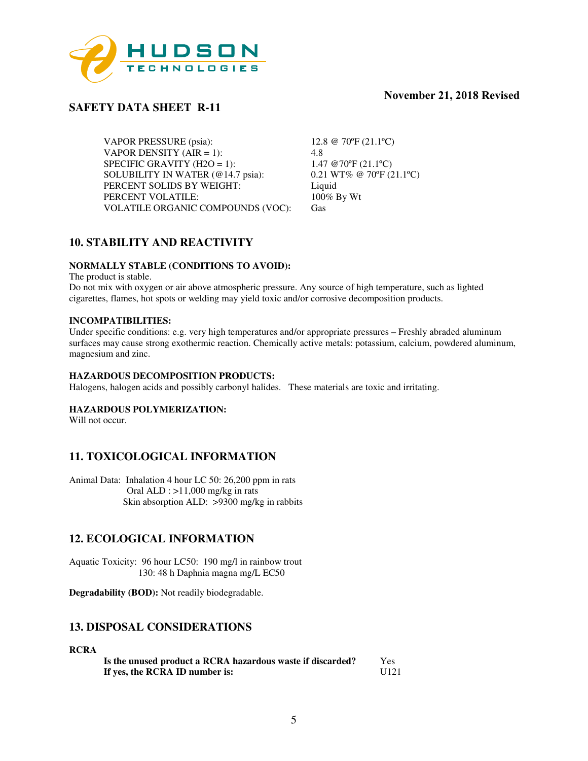November 21, 2018 Revised

**SAFETY DATA SHEET R-11**

| | |
|---|---|
| VAPOR PRESSURE (psia): | 12.8 @ 70ºF (21.1ºC) |
| VAPOR DENSITY (AIR = 1): | 4.8 |
| SPECIFIC GRAVITY (H2O = 1): | 1.47 @70ºF (21.1ºC) |
| SOLUBILITY IN WATER (@14.7 psia): | 0.21 WT% @ 70ºF (21.1ºC) |
| PERCENT SOLIDS BY WEIGHT: | Liquid |
| PERCENT VOLATILE: | 100% By Wt |
| VOLATILE ORGANIC COMPOUNDS (VOC): | Gas |

## 10. STABILITY AND REACTIVITY

**NORMALLY STABLE (CONDITIONS TO AVOID):**
The product is stable.
Do not mix with oxygen or air above atmospheric pressure. Any source of high temperature, such as lighted cigarettes, flames, hot spots or welding may yield toxic and/or corrosive decomposition products.

**INCOMPATIBILITIES:**
Under specific conditions: e.g. very high temperatures and/or appropriate pressures – Freshly abraded aluminum surfaces may cause strong exothermic reaction. Chemically active metals: potassium, calcium, powdered aluminum, magnesium and zinc.

**HAZARDOUS DECOMPOSITION PRODUCTS:**
Halogens, halogen acids and possibly carbonyl halides. These materials are toxic and irritating.

**HAZARDOUS POLYMERIZATION:**
Will not occur.

## 11. TOXICOLOGICAL INFORMATION

Animal Data: Inhalation 4 hour LC 50: 26,200 ppm in rats
Oral ALD : >11,000 mg/kg in rats
Skin absorption ALD: >9300 mg/kg in rabbits

## 12. ECOLOGICAL INFORMATION

Aquatic Toxicity: 96 hour LC50: 190 mg/l in rainbow trout
130: 48 h Daphnia magna mg/L EC50

**Degradability (BOD):** Not readily biodegradable.

## 13. DISPOSAL CONSIDERATIONS

**RCRA**

| | |
|---|---|
| **Is the unused product a RCRA hazardous waste if discarded?** | Yes |
| **If yes, the RCRA ID number is:** | U121 |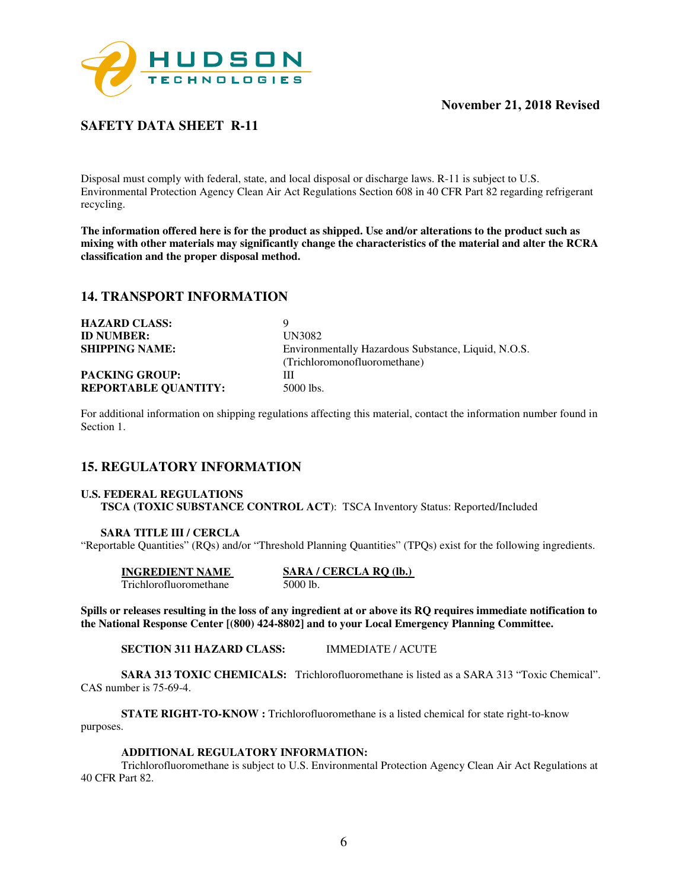**November 21, 2018 Revised**

## SAFETY DATA SHEET R-11

Disposal must comply with federal, state, and local disposal or discharge laws. R-11 is subject to U.S. Environmental Protection Agency Clean Air Act Regulations Section 608 in 40 CFR Part 82 regarding refrigerant recycling.

**The information offered here is for the product as shipped. Use and/or alterations to the product such as mixing with other materials may significantly change the characteristics of the material and alter the RCRA classification and the proper disposal method.**

## 14. TRANSPORT INFORMATION

| | |
|---|---|
| **HAZARD CLASS:** | 9 |
| **ID NUMBER:** | UN3082 |
| **SHIPPING NAME:** | Environmentally Hazardous Substance, Liquid, N.O.S. (Trichloromonofluoromethane) |
| **PACKING GROUP:** | III |
| **REPORTABLE QUANTITY:** | 5000 lbs. |

For additional information on shipping regulations affecting this material, contact the information number found in Section 1.

## 15. REGULATORY INFORMATION

**U.S. FEDERAL REGULATIONS**

**TSCA (TOXIC SUBSTANCE CONTROL ACT)**: TSCA Inventory Status: Reported/Included

**SARA TITLE III / CERCLA**

"Reportable Quantities" (RQs) and/or "Threshold Planning Quantities" (TPQs) exist for the following ingredients.

| INGREDIENT NAME | SARA / CERCLA RQ (lb.) |
|---|---|
| Trichlorofluoromethane | 5000 lb. |

**Spills or releases resulting in the loss of any ingredient at or above its RQ requires immediate notification to the National Response Center [(800) 424-8802] and to your Local Emergency Planning Committee.**

**SECTION 311 HAZARD CLASS:** IMMEDIATE / ACUTE

**SARA 313 TOXIC CHEMICALS:** Trichlorofluoromethane is listed as a SARA 313 "Toxic Chemical". CAS number is 75-69-4.

**STATE RIGHT-TO-KNOW :** Trichlorofluoromethane is a listed chemical for state right-to-know purposes.

**ADDITIONAL REGULATORY INFORMATION:**

Trichlorofluoromethane is subject to U.S. Environmental Protection Agency Clean Air Act Regulations at 40 CFR Part 82.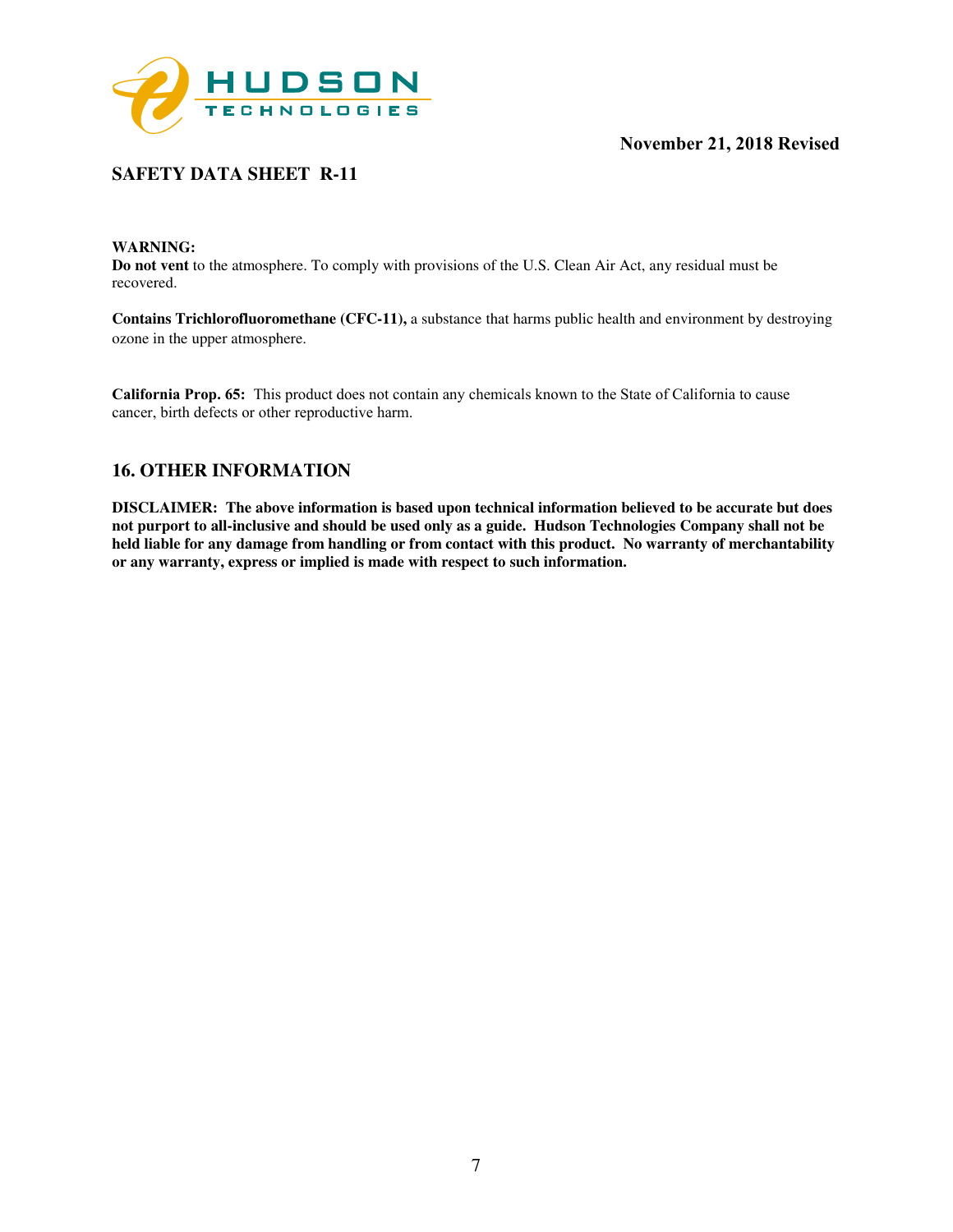November 21, 2018 Revised

## SAFETY DATA SHEET R-11

**WARNING:**
**Do not vent** to the atmosphere. To comply with provisions of the U.S. Clean Air Act, any residual must be recovered.

**Contains Trichlorofluoromethane (CFC-11),** a substance that harms public health and environment by destroying ozone in the upper atmosphere.

**California Prop. 65:** This product does not contain any chemicals known to the State of California to cause cancer, birth defects or other reproductive harm.

## 16. OTHER INFORMATION

**DISCLAIMER: The above information is based upon technical information believed to be accurate but does not purport to all-inclusive and should be used only as a guide. Hudson Technologies Company shall not be held liable for any damage from handling or from contact with this product. No warranty of merchantability or any warranty, express or implied is made with respect to such information.**